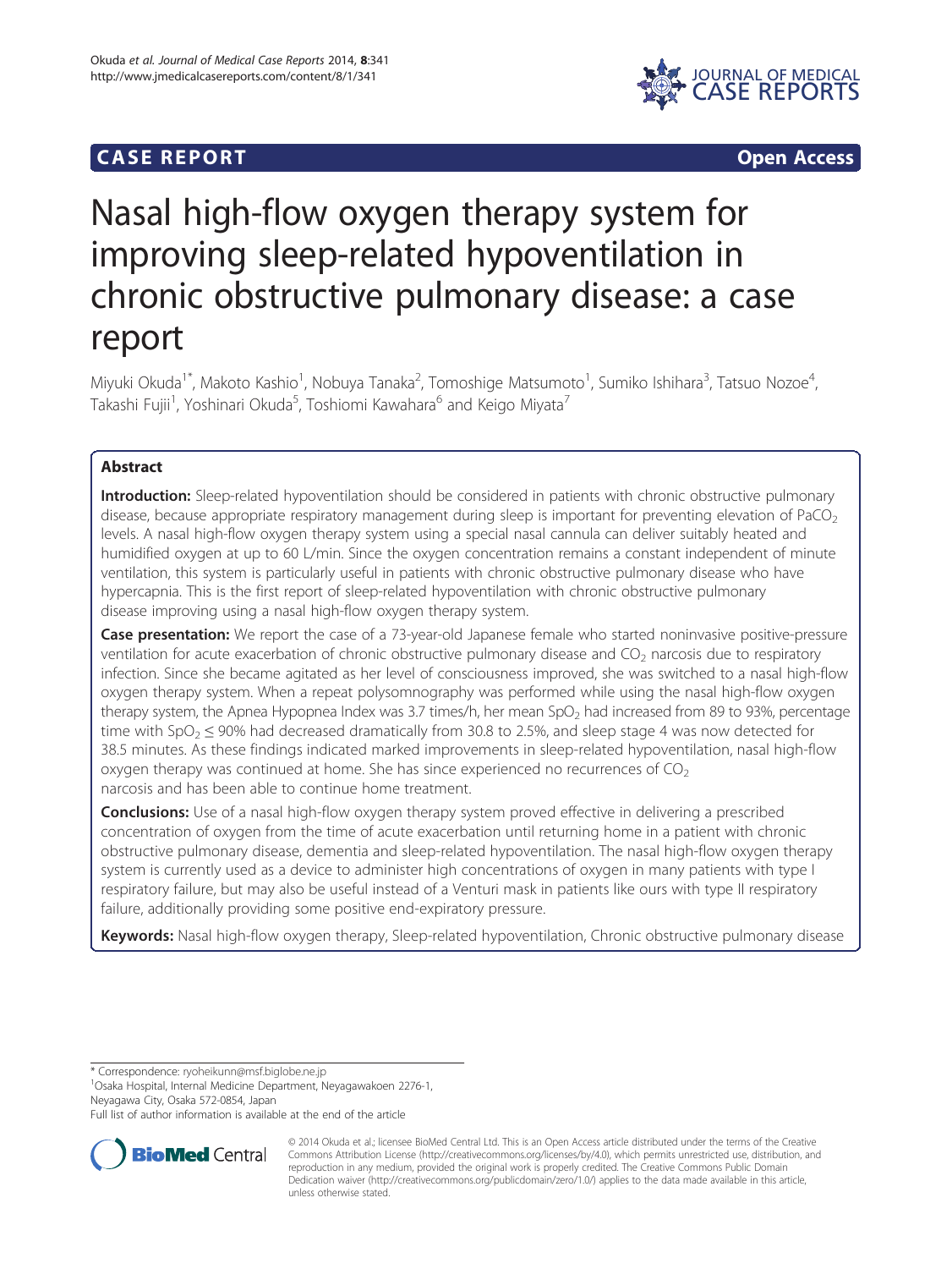CASE REPORT Open Access

# Nasal high-flow oxygen therapy system for improving sleep-related hypoventilation in chronic obstructive pulmonary disease: a case report

Miyuki Okuda[1*], Makoto Kashio[1], Nobuya Tanaka[2], Tomoshige Matsumoto[1], Sumiko Ishihara[3], Tatsuo Nozoe[4], Takashi Fujii[1], Yoshinari Okuda[5], Toshiomi Kawahara[6] and Keigo Miyata[7]

## Abstract

**Introduction:** Sleep-related hypoventilation should be considered in patients with chronic obstructive pulmonary disease, because appropriate respiratory management during sleep is important for preventing elevation of $PaCO_2$ levels. A nasal high-flow oxygen therapy system using a special nasal cannula can deliver suitably heated and humidified oxygen at up to 60 L/min. Since the oxygen concentration remains a constant independent of minute ventilation, this system is particularly useful in patients with chronic obstructive pulmonary disease who have hypercapnia. This is the first report of sleep-related hypoventilation with chronic obstructive pulmonary disease improving using a nasal high-flow oxygen therapy system.

**Case presentation:** We report the case of a 73-year-old Japanese female who started noninvasive positive-pressure ventilation for acute exacerbation of chronic obstructive pulmonary disease and $CO_2$ narcosis due to respiratory infection. Since she became agitated as her level of consciousness improved, she was switched to a nasal high-flow oxygen therapy system. When a repeat polysomnography was performed while using the nasal high-flow oxygen therapy system, the Apnea Hypopnea Index was 3.7 times/h, her mean $SpO_2$ had increased from 89 to 93%, percentage time with $SpO_2 \leq 90\%$ had decreased dramatically from 30.8 to 2.5%, and sleep stage 4 was now detected for 38.5 minutes. As these findings indicated marked improvements in sleep-related hypoventilation, nasal high-flow oxygen therapy was continued at home. She has since experienced no recurrences of $CO_2$ narcosis and has been able to continue home treatment.

**Conclusions:** Use of a nasal high-flow oxygen therapy system proved effective in delivering a prescribed concentration of oxygen from the time of acute exacerbation until returning home in a patient with chronic obstructive pulmonary disease, dementia and sleep-related hypoventilation. The nasal high-flow oxygen therapy system is currently used as a device to administer high concentrations of oxygen in many patients with type I respiratory failure, but may also be useful instead of a Venturi mask in patients like ours with type II respiratory failure, additionally providing some positive end-expiratory pressure.

**Keywords:** Nasal high-flow oxygen therapy, Sleep-related hypoventilation, Chronic obstructive pulmonary disease

\* Correspondence: ryoheikunn@msf.biglobe.ne.jp
[1]Osaka Hospital, Internal Medicine Department, Neyagawakoen 2276-1, Neyagawa City, Osaka 572-0854, Japan
Full list of author information is available at the end of the article

© 2014 Okuda et al.; licensee BioMed Central Ltd. This is an Open Access article distributed under the terms of the Creative Commons Attribution License (http://creativecommons.org/licenses/by/4.0), which permits unrestricted use, distribution, and reproduction in any medium, provided the original work is properly credited. The Creative Commons Public Domain Dedication waiver (http://creativecommons.org/publicdomain/zero/1.0/) applies to the data made available in this article, unless otherwise stated.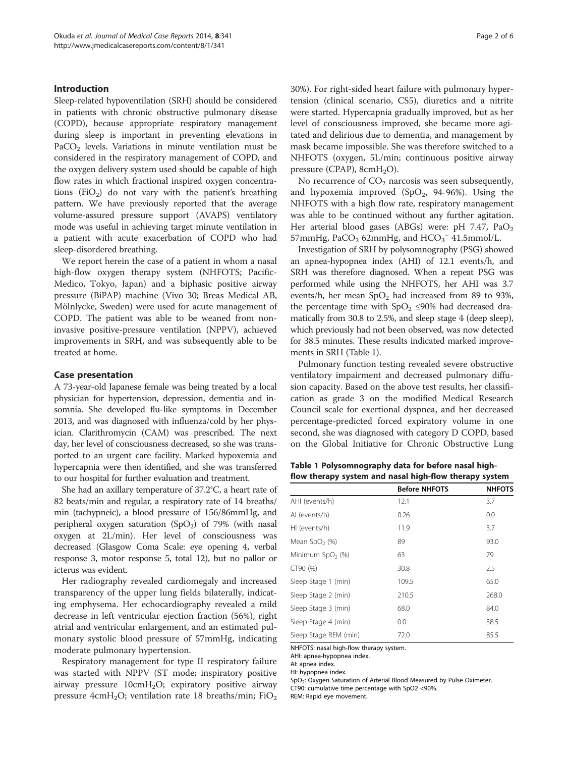## Introduction

Sleep-related hypoventilation (SRH) should be considered in patients with chronic obstructive pulmonary disease (COPD), because appropriate respiratory management during sleep is important in preventing elevations in $PaCO_2$ levels. Variations in minute ventilation must be considered in the respiratory management of COPD, and the oxygen delivery system used should be capable of high flow rates in which fractional inspired oxygen concentrations ($FiO_2$) do not vary with the patient's breathing pattern. We have previously reported that the average volume-assured pressure support (AVAPS) ventilatory mode was useful in achieving target minute ventilation in a patient with acute exacerbation of COPD who had sleep-disordered breathing.

We report herein the case of a patient in whom a nasal high-flow oxygen therapy system (NHFOTS; Pacific-Medico, Tokyo, Japan) and a biphasic positive airway pressure (BiPAP) machine (Vivo 30; Breas Medical AB, Mölnlycke, Sweden) were used for acute management of COPD. The patient was able to be weaned from non-invasive positive-pressure ventilation (NPPV), achieved improvements in SRH, and was subsequently able to be treated at home.

## Case presentation

A 73-year-old Japanese female was being treated by a local physician for hypertension, depression, dementia and insomnia. She developed flu-like symptoms in December 2013, and was diagnosed with influenza/cold by her physician. Clarithromycin (CAM) was prescribed. The next day, her level of consciousness decreased, so she was transported to an urgent care facility. Marked hypoxemia and hypercapnia were then identified, and she was transferred to our hospital for further evaluation and treatment.

She had an axillary temperature of 37.2°C, a heart rate of 82 beats/min and regular, a respiratory rate of 14 breaths/min (tachypneic), a blood pressure of 156/86mmHg, and peripheral oxygen saturation ($SpO_2$) of 79% (with nasal oxygen at 2L/min). Her level of consciousness was decreased (Glasgow Coma Scale: eye opening 4, verbal response 3, motor response 5, total 12), but no pallor or icterus was evident.

Her radiography revealed cardiomegaly and increased transparency of the upper lung fields bilaterally, indicating emphysema. Her echocardiography revealed a mild decrease in left ventricular ejection fraction (56%), right atrial and ventricular enlargement, and an estimated pulmonary systolic blood pressure of 57mmHg, indicating moderate pulmonary hypertension.

Respiratory management for type II respiratory failure was started with NPPV (ST mode; inspiratory positive airway pressure $10cmH_2O$; expiratory positive airway pressure $4cmH_2O$; ventilation rate 18 breaths/min; $FiO_2$ 30%). For right-sided heart failure with pulmonary hypertension (clinical scenario, CS5), diuretics and a nitrite were started. Hypercapnia gradually improved, but as her level of consciousness improved, she became more agitated and delirious due to dementia, and management by mask became impossible. She was therefore switched to a NHFOTS (oxygen, 5L/min; continuous positive airway pressure (CPAP), $8cmH_2O$).

No recurrence of $CO_2$ narcosis was seen subsequently, and hypoxemia improved ($SpO_2$, 94-96%). Using the NHFOTS with a high flow rate, respiratory management was able to be continued without any further agitation. Her arterial blood gases (ABGs) were: pH 7.47, $PaO_2$ 57mmHg, $PaCO_2$ 62mmHg, and $HCO_3^-$ 41.5mmol/L.

Investigation of SRH by polysomnography (PSG) showed an apnea-hypopnea index (AHI) of 12.1 events/h, and SRH was therefore diagnosed. When a repeat PSG was performed while using the NHFOTS, her AHI was 3.7 events/h, her mean $SpO_2$ had increased from 89 to 93%, the percentage time with $SpO_2$ ≤90% had decreased dramatically from 30.8 to 2.5%, and sleep stage 4 (deep sleep), which previously had not been observed, was now detected for 38.5 minutes. These results indicated marked improvements in SRH (Table 1).

Pulmonary function testing revealed severe obstructive ventilatory impairment and decreased pulmonary diffusion capacity. Based on the above test results, her classification as grade 3 on the modified Medical Research Council scale for exertional dyspnea, and her decreased percentage-predicted forced expiratory volume in one second, she was diagnosed with category D COPD, based on the Global Initiative for Chronic Obstructive Lung

**Table 1 Polysomnography data for before nasal high-flow therapy system and nasal high-flow therapy system**

| | Before NHFOTS | NHFOTS |
|---|---|---|
| AHI (events/h) | 12.1 | 3.7 |
| AI (events/h) | 0.26 | 0.0 |
| HI (events/h) | 11.9 | 3.7 |
| Mean $SpO_2$ (%) | 89 | 93.0 |
| Minimum $SpO_2$ (%) | 63 | 79 |
| CT90 (%) | 30.8 | 2.5 |
| Sleep Stage 1 (min) | 109.5 | 65.0 |
| Sleep Stage 2 (min) | 210.5 | 268.0 |
| Sleep Stage 3 (min) | 68.0 | 84.0 |
| Sleep Stage 4 (min) | 0.0 | 38.5 |
| Sleep Stage REM (min) | 72.0 | 85.5 |

NHFOTS: nasal high-flow therapy system.
AHI: apnea-hypopnea index.
AI: apnea index.
HI: hypopnea index.
$SpO_2$: Oxygen Saturation of Arterial Blood Measured by Pulse Oximeter.
CT90: cumulative time percentage with SpO2 <90%.
REM: Rapid eye movement.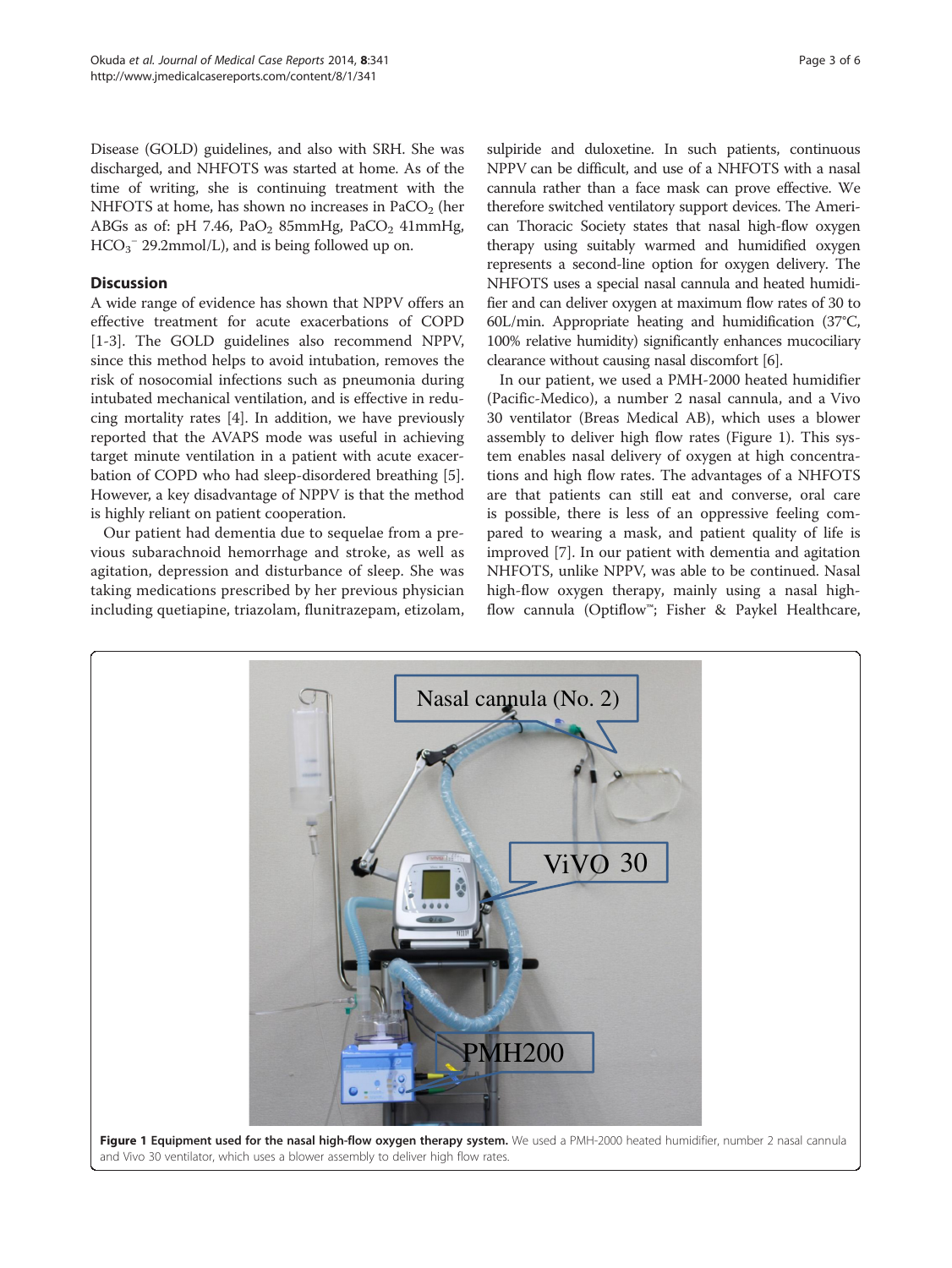Disease (GOLD) guidelines, and also with SRH. She was discharged, and NHFOTS was started at home. As of the time of writing, she is continuing treatment with the NHFOTS at home, has shown no increases in $PaCO_2$ (her ABGs as of: pH 7.46, $PaO_2$ 85mmHg, $PaCO_2$ 41mmHg, $HCO_3^-$ 29.2mmol/L), and is being followed up on.

## Discussion

A wide range of evidence has shown that NPPV offers an effective treatment for acute exacerbations of COPD [1-3]. The GOLD guidelines also recommend NPPV, since this method helps to avoid intubation, removes the risk of nosocomial infections such as pneumonia during intubated mechanical ventilation, and is effective in reducing mortality rates [4]. In addition, we have previously reported that the AVAPS mode was useful in achieving target minute ventilation in a patient with acute exacerbation of COPD who had sleep-disordered breathing [5]. However, a key disadvantage of NPPV is that the method is highly reliant on patient cooperation.

Our patient had dementia due to sequelae from a previous subarachnoid hemorrhage and stroke, as well as agitation, depression and disturbance of sleep. She was taking medications prescribed by her previous physician including quetiapine, triazolam, flunitrazepam, etizolam, sulpiride and duloxetine. In such patients, continuous NPPV can be difficult, and use of a NHFOTS with a nasal cannula rather than a face mask can prove effective. We therefore switched ventilatory support devices. The American Thoracic Society states that nasal high-flow oxygen therapy using suitably warmed and humidified oxygen represents a second-line option for oxygen delivery. The NHFOTS uses a special nasal cannula and heated humidifier and can deliver oxygen at maximum flow rates of 30 to 60L/min. Appropriate heating and humidification (37°C, 100% relative humidity) significantly enhances mucociliary clearance without causing nasal discomfort [6].

In our patient, we used a PMH-2000 heated humidifier (Pacific-Medico), a number 2 nasal cannula, and a Vivo 30 ventilator (Breas Medical AB), which uses a blower assembly to deliver high flow rates (Figure 1). This system enables nasal delivery of oxygen at high concentrations and high flow rates. The advantages of a NHFOTS are that patients can still eat and converse, oral care is possible, there is less of an oppressive feeling compared to wearing a mask, and patient quality of life is improved [7]. In our patient with dementia and agitation NHFOTS, unlike NPPV, was able to be continued. Nasal high-flow oxygen therapy, mainly using a nasal high-flow cannula (Optiflow™; Fisher & Paykel Healthcare,

**Figure 1 Equipment used for the nasal high-flow oxygen therapy system.** We used a PMH-2000 heated humidifier, number 2 nasal cannula and Vivo 30 ventilator, which uses a blower assembly to deliver high flow rates.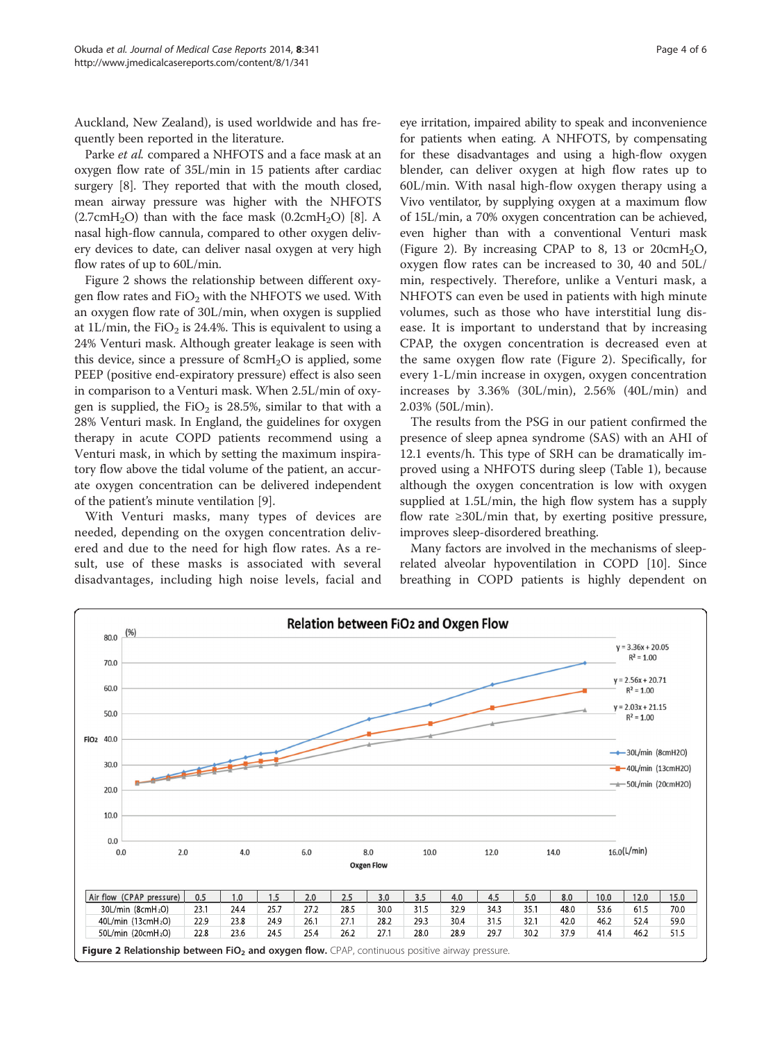Auckland, New Zealand), is used worldwide and has frequently been reported in the literature.

Parke *et al.* compared a NHFOTS and a face mask at an oxygen flow rate of 35L/min in 15 patients after cardiac surgery [8]. They reported that with the mouth closed, mean airway pressure was higher with the NHFOTS (2.7cm$H_2O$) than with the face mask (0.2cm$H_2O$) [8]. A nasal high-flow cannula, compared to other oxygen delivery devices to date, can deliver nasal oxygen at very high flow rates of up to 60L/min.

Figure 2 shows the relationship between different oxygen flow rates and $FiO_2$ with the NHFOTS we used. With an oxygen flow rate of 30L/min, when oxygen is supplied at 1L/min, the $FiO_2$ is 24.4%. This is equivalent to using a 24% Venturi mask. Although greater leakage is seen with this device, since a pressure of 8cm$H_2O$ is applied, some PEEP (positive end-expiratory pressure) effect is also seen in comparison to a Venturi mask. When 2.5L/min of oxygen is supplied, the $FiO_2$ is 28.5%, similar to that with a 28% Venturi mask. In England, the guidelines for oxygen therapy in acute COPD patients recommend using a Venturi mask, in which by setting the maximum inspiratory flow above the tidal volume of the patient, an accurate oxygen concentration can be delivered independent of the patient's minute ventilation [9].

With Venturi masks, many types of devices are needed, depending on the oxygen concentration delivered and due to the need for high flow rates. As a result, use of these masks is associated with several disadvantages, including high noise levels, facial and eye irritation, impaired ability to speak and inconvenience for patients when eating. A NHFOTS, by compensating for these disadvantages and using a high-flow oxygen blender, can deliver oxygen at high flow rates up to 60L/min. With nasal high-flow oxygen therapy using a Vivo ventilator, by supplying oxygen at a maximum flow of 15L/min, a 70% oxygen concentration can be achieved, even higher than with a conventional Venturi mask (Figure 2). By increasing CPAP to 8, 13 or 20cm$H_2O$, oxygen flow rates can be increased to 30, 40 and 50L/min, respectively. Therefore, unlike a Venturi mask, a NHFOTS can even be used in patients with high minute volumes, such as those who have interstitial lung disease. It is important to understand that by increasing CPAP, the oxygen concentration is decreased even at the same oxygen flow rate (Figure 2). Specifically, for every 1-L/min increase in oxygen, oxygen concentration increases by 3.36% (30L/min), 2.56% (40L/min) and 2.03% (50L/min).

The results from the PSG in our patient confirmed the presence of sleep apnea syndrome (SAS) with an AHI of 12.1 events/h. This type of SRH can be dramatically improved using a NHFOTS during sleep (Table 1), because although the oxygen concentration is low with oxygen supplied at 1.5L/min, the high flow system has a supply flow rate ≥30L/min that, by exerting positive pressure, improves sleep-disordered breathing.

Many factors are involved in the mechanisms of sleep-related alveolar hypoventilation in COPD [10]. Since breathing in COPD patients is highly dependent on

| Air flow (CPAP pressure) | 0.5 | 1.0 | 1.5 | 2.0 | 2.5 | 3.0 | 3.5 | 4.0 | 4.5 | 5.0 | 8.0 | 10.0 | 12.0 | 15.0 |
|---|---|---|---|---|---|---|---|---|---|---|---|---|---|---|
| 30L/min (8cm$H_2O$) | 23.1 | 24.4 | 25.7 | 27.2 | 28.5 | 30.0 | 31.5 | 32.9 | 34.3 | 35.1 | 48.0 | 53.6 | 61.5 | 70.0 |
| 40L/min (13cm$H_2O$) | 22.9 | 23.8 | 24.9 | 26.1 | 27.1 | 28.2 | 29.3 | 30.4 | 31.5 | 32.1 | 42.0 | 46.2 | 52.4 | 59.0 |
| 50L/min (20cm$H_2O$) | 22.8 | 23.6 | 24.5 | 25.4 | 26.2 | 27.1 | 28.0 | 28.9 | 29.7 | 30.2 | 37.9 | 41.4 | 46.2 | 51.5 |

**Figure 2 Relationship between $FiO_2$ and oxygen flow.** CPAP, continuous positive airway pressure.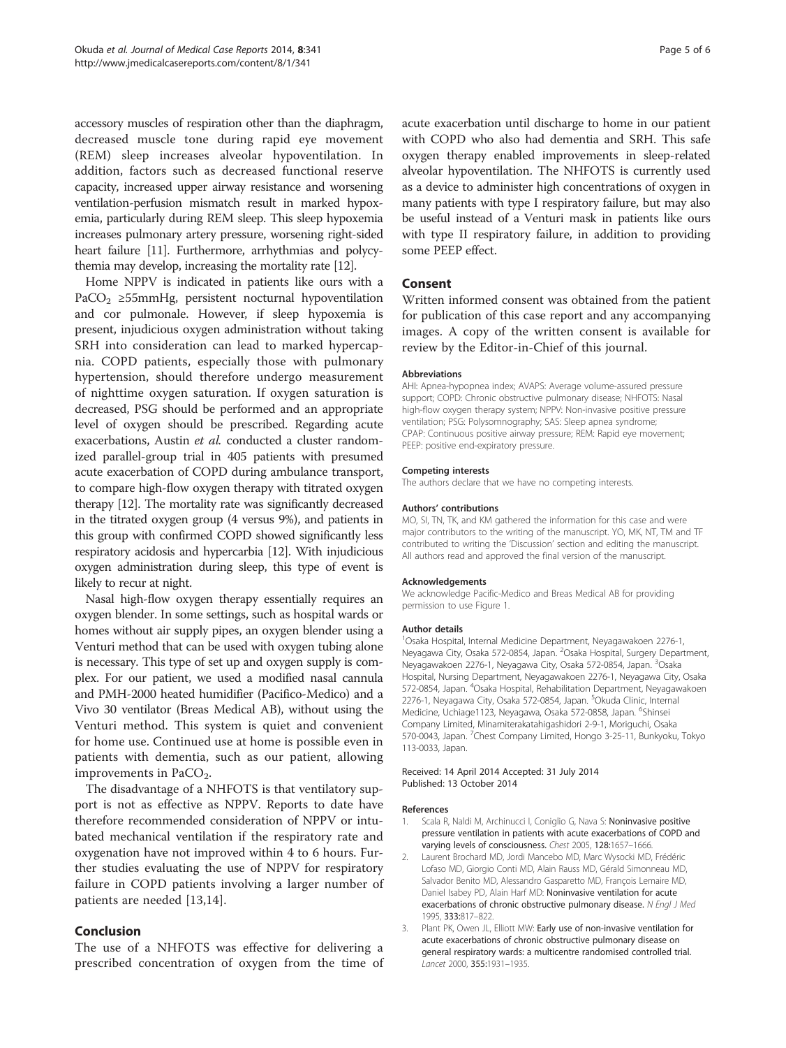accessory muscles of respiration other than the diaphragm, decreased muscle tone during rapid eye movement (REM) sleep increases alveolar hypoventilation. In addition, factors such as decreased functional reserve capacity, increased upper airway resistance and worsening ventilation-perfusion mismatch result in marked hypoxemia, particularly during REM sleep. This sleep hypoxemia increases pulmonary artery pressure, worsening right-sided heart failure [11]. Furthermore, arrhythmias and polycythemia may develop, increasing the mortality rate [12].

Home NPPV is indicated in patients like ours with a $PaCO_2$ ≥55mmHg, persistent nocturnal hypoventilation and cor pulmonale. However, if sleep hypoxemia is present, injudicious oxygen administration without taking SRH into consideration can lead to marked hypercapnia. COPD patients, especially those with pulmonary hypertension, should therefore undergo measurement of nighttime oxygen saturation. If oxygen saturation is decreased, PSG should be performed and an appropriate level of oxygen should be prescribed. Regarding acute exacerbations, Austin *et al.* conducted a cluster randomized parallel-group trial in 405 patients with presumed acute exacerbation of COPD during ambulance transport, to compare high-flow oxygen therapy with titrated oxygen therapy [12]. The mortality rate was significantly decreased in the titrated oxygen group (4 versus 9%), and patients in this group with confirmed COPD showed significantly less respiratory acidosis and hypercarbia [12]. With injudicious oxygen administration during sleep, this type of event is likely to recur at night.

Nasal high-flow oxygen therapy essentially requires an oxygen blender. In some settings, such as hospital wards or homes without air supply pipes, an oxygen blender using a Venturi method that can be used with oxygen tubing alone is necessary. This type of set up and oxygen supply is complex. For our patient, we used a modified nasal cannula and PMH-2000 heated humidifier (Pacifico-Medico) and a Vivo 30 ventilator (Breas Medical AB), without using the Venturi method. This system is quiet and convenient for home use. Continued use at home is possible even in patients with dementia, such as our patient, allowing improvements in $PaCO_2$.

The disadvantage of a NHFOTS is that ventilatory support is not as effective as NPPV. Reports to date have therefore recommended consideration of NPPV or intubated mechanical ventilation if the respiratory rate and oxygenation have not improved within 4 to 6 hours. Further studies evaluating the use of NPPV for respiratory failure in COPD patients involving a larger number of patients are needed [13,14].

## Conclusion

The use of a NHFOTS was effective for delivering a prescribed concentration of oxygen from the time of acute exacerbation until discharge to home in our patient with COPD who also had dementia and SRH. This safe oxygen therapy enabled improvements in sleep-related alveolar hypoventilation. The NHFOTS is currently used as a device to administer high concentrations of oxygen in many patients with type I respiratory failure, but may also be useful instead of a Venturi mask in patients like ours with type II respiratory failure, in addition to providing some PEEP effect.

## Consent

Written informed consent was obtained from the patient for publication of this case report and any accompanying images. A copy of the written consent is available for review by the Editor-in-Chief of this journal.

#### Abbreviations

AHI: Apnea-hypopnea index; AVAPS: Average volume-assured pressure support; COPD: Chronic obstructive pulmonary disease; NHFOTS: Nasal high-flow oxygen therapy system; NPPV: Non-invasive positive pressure ventilation; PSG: Polysomnography; SAS: Sleep apnea syndrome; CPAP: Continuous positive airway pressure; REM: Rapid eye movement; PEEP: positive end-expiratory pressure.

#### Competing interests

The authors declare that we have no competing interests.

#### Authors' contributions

MO, SI, TN, TK, and KM gathered the information for this case and were major contributors to the writing of the manuscript. YO, MK, NT, TM and TF contributed to writing the 'Discussion' section and editing the manuscript. All authors read and approved the final version of the manuscript.

#### Acknowledgements

We acknowledge Pacific-Medico and Breas Medical AB for providing permission to use Figure 1.

#### Author details

[1]Osaka Hospital, Internal Medicine Department, Neyagawakoen 2276-1, Neyagawa City, Osaka 572-0854, Japan. [2]Osaka Hospital, Surgery Department, Neyagawakoen 2276-1, Neyagawa City, Osaka 572-0854, Japan. [3]Osaka Hospital, Nursing Department, Neyagawakoen 2276-1, Neyagawa City, Osaka 572-0854, Japan. [4]Osaka Hospital, Rehabilitation Department, Neyagawakoen 2276-1, Neyagawa City, Osaka 572-0854, Japan. [5]Okuda Clinic, Internal Medicine, Uchiage1123, Neyagawa, Osaka 572-0858, Japan. [6]Shinsei Company Limited, Minamiterakatahigashidori 2-9-1, Moriguchi, Osaka 570-0043, Japan. [7]Chest Company Limited, Hongo 3-25-11, Bunkyoku, Tokyo 113-0033, Japan.

Received: 14 April 2014 Accepted: 31 July 2014
Published: 13 October 2014

#### References

1. Scala R, Naldi M, Archinucci I, Coniglio G, Nava S: **Noninvasive positive pressure ventilation in patients with acute exacerbations of COPD and varying levels of consciousness.** *Chest* 2005, **128**:1657–1666.
2. Laurent Brochard MD, Jordi Mancebo MD, Marc Wysocki MD, Frédéric Lofaso MD, Giorgio Conti MD, Alain Rauss MD, Gérald Simonneau MD, Salvador Benito MD, Alessandro Gasparetto MD, François Lemaire MD, Daniel Isabey PD, Alain Harf MD: **Noninvasive ventilation for acute exacerbations of chronic obstructive pulmonary disease.** *N Engl J Med* 1995, **333**:817–822.
3. Plant PK, Owen JL, Elliott MW: **Early use of non-invasive ventilation for acute exacerbations of chronic obstructive pulmonary disease on general respiratory wards: a multicentre randomised controlled trial.** *Lancet* 2000, **355**:1931–1935.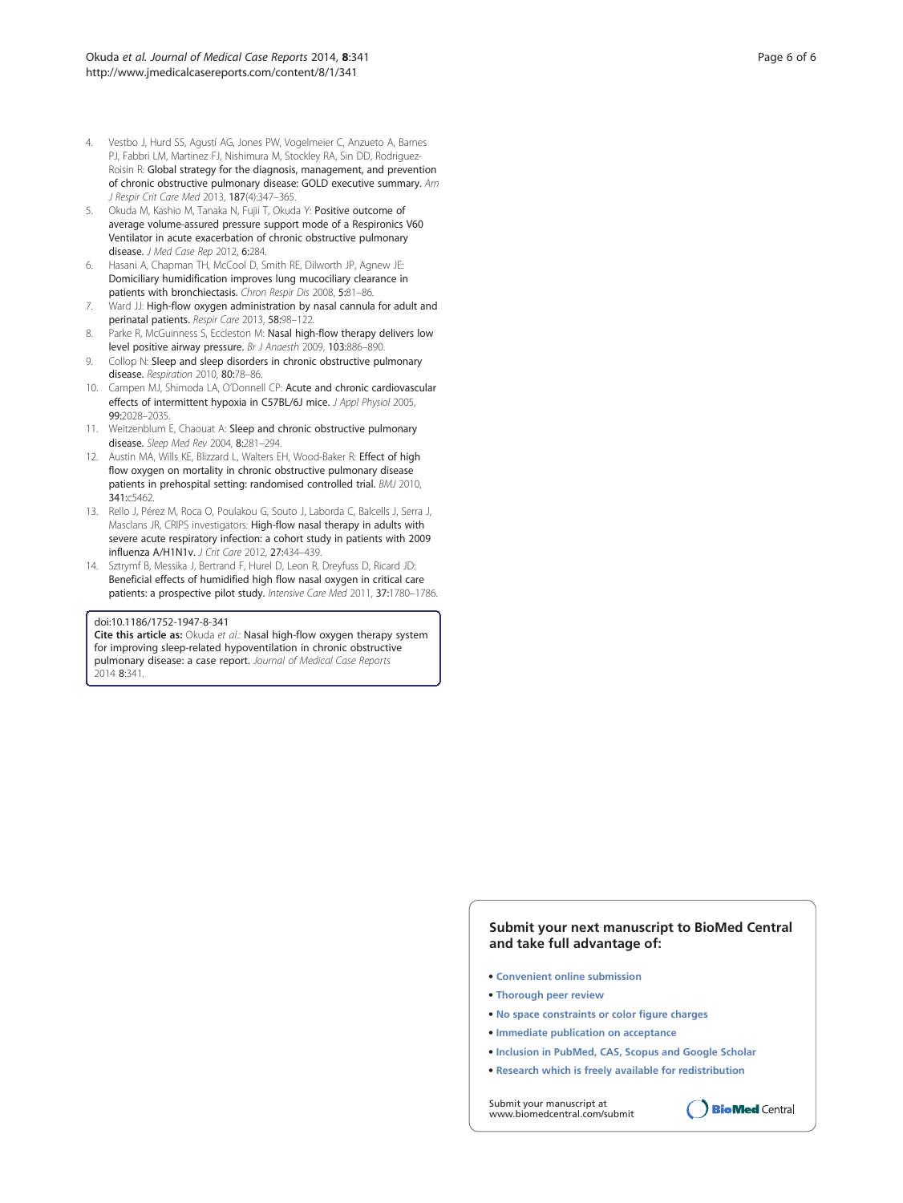4. Vestbo J, Hurd SS, Agustí AG, Jones PW, Vogelmeier C, Anzueto A, Barnes PJ, Fabbri LM, Martinez FJ, Nishimura M, Stockley RA, Sin DD, Rodriguez-Roisin R: Global strategy for the diagnosis, management, and prevention of chronic obstructive pulmonary disease: GOLD executive summary. *Am J Respir Crit Care Med* 2013, **187**(4):347–365.
5. Okuda M, Kashio M, Tanaka N, Fujii T, Okuda Y: Positive outcome of average volume-assured pressure support mode of a Respironics V60 Ventilator in acute exacerbation of chronic obstructive pulmonary disease. *J Med Case Rep* 2012, **6**:284.
6. Hasani A, Chapman TH, McCool D, Smith RE, Dilworth JP, Agnew JE: Domiciliary humidification improves lung mucociliary clearance in patients with bronchiectasis. *Chron Respir Dis* 2008, **5**:81–86.
7. Ward JJ: High-flow oxygen administration by nasal cannula for adult and perinatal patients. *Respir Care* 2013, **58**:98–122.
8. Parke R, McGuinness S, Eccleston M: Nasal high-flow therapy delivers low level positive airway pressure. *Br J Anaesth* 2009, **103**:886–890.
9. Collop N: Sleep and sleep disorders in chronic obstructive pulmonary disease. *Respiration* 2010, **80**:78–86.
10. Campen MJ, Shimoda LA, O'Donnell CP: Acute and chronic cardiovascular effects of intermittent hypoxia in C57BL/6J mice. *J Appl Physiol* 2005, **99**:2028–2035.
11. Weitzenblum E, Chaouat A: Sleep and chronic obstructive pulmonary disease. *Sleep Med Rev* 2004, **8**:281–294.
12. Austin MA, Wills KE, Blizzard L, Walters EH, Wood-Baker R: Effect of high flow oxygen on mortality in chronic obstructive pulmonary disease patients in prehospital setting: randomised controlled trial. *BMJ* 2010, **341**:c5462.
13. Rello J, Pérez M, Roca O, Poulakou G, Souto J, Laborda C, Balcells J, Serra J, Masclans JR, CRIPS investigators: High-flow nasal therapy in adults with severe acute respiratory infection: a cohort study in patients with 2009 influenza A/H1N1v. *J Crit Care* 2012, **27**:434–439.
14. Sztrymf B, Messika J, Bertrand F, Hurel D, Leon R, Dreyfuss D, Ricard JD: Beneficial effects of humidified high flow nasal oxygen in critical care patients: a prospective pilot study. *Intensive Care Med* 2011, **37**:1780–1786.

doi:10.1186/1752-1947-8-341

**Cite this article as:** Okuda *et al.*: Nasal high-flow oxygen therapy system for improving sleep-related hypoventilation in chronic obstructive pulmonary disease: a case report. *Journal of Medical Case Reports* 2014 **8**:341.

**Submit your next manuscript to BioMed Central and take full advantage of:**

- **Convenient online submission**
- **Thorough peer review**
- **No space constraints or color figure charges**
- **Immediate publication on acceptance**
- **Inclusion in PubMed, CAS, Scopus and Google Scholar**
- **Research which is freely available for redistribution**

Submit your manuscript at www.biomedcentral.com/submit

BioMed Central